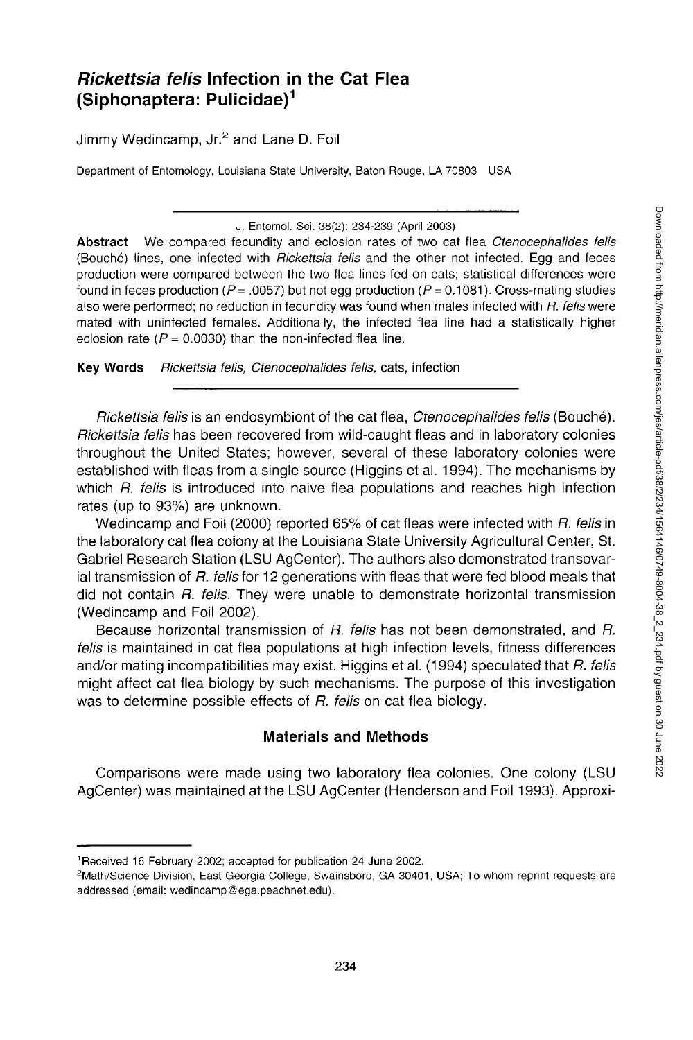# *Rickettsia felis* Infection in the Cat Flea (Siphonaptera: Pulicidae)[1]

Jimmy Wedincamp, Jr.[2] and Lane D. Foil

Department of Entomology, Louisiana State University, Baton Rouge, LA 70803 USA

J. Entomol. Sci. 38(2): 234-239 (April 2003)

**Abstract** We compared fecundity and eclosion rates of two cat flea *Ctenocephalides felis* (Bouché) lines, one infected with *Rickettsia felis* and the other not infected. Egg and feces production were compared between the two flea lines fed on cats; statistical differences were found in feces production ($P = .0057$) but not egg production ($P = 0.1081$). Cross-mating studies also were performed; no reduction in fecundity was found when males infected with *R. felis* were mated with uninfected females. Additionally, the infected flea line had a statistically higher eclosion rate ($P = 0.0030$) than the non-infected flea line.

**Key Words** *Rickettsia felis, Ctenocephalides felis,* cats, infection

*Rickettsia felis* is an endosymbiont of the cat flea, *Ctenocephalides felis* (Bouché). *Rickettsia felis* has been recovered from wild-caught fleas and in laboratory colonies throughout the United States; however, several of these laboratory colonies were established with fleas from a single source (Higgins et al. 1994). The mechanisms by which *R. felis* is introduced into naive flea populations and reaches high infection rates (up to 93%) are unknown.

Wedincamp and Foil (2000) reported 65% of cat fleas were infected with *R. felis* in the laboratory cat flea colony at the Louisiana State University Agricultural Center, St. Gabriel Research Station (LSU AgCenter). The authors also demonstrated transovarial transmission of *R. felis* for 12 generations with fleas that were fed blood meals that did not contain *R. felis*. They were unable to demonstrate horizontal transmission (Wedincamp and Foil 2002).

Because horizontal transmission of *R. felis* has not been demonstrated, and *R. felis* is maintained in cat flea populations at high infection levels, fitness differences and/or mating incompatibilities may exist. Higgins et al. (1994) speculated that *R. felis* might affect cat flea biology by such mechanisms. The purpose of this investigation was to determine possible effects of *R. felis* on cat flea biology.

## Materials and Methods

Comparisons were made using two laboratory flea colonies. One colony (LSU AgCenter) was maintained at the LSU AgCenter (Henderson and Foil 1993). Approxi-

---

[1] Received 16 February 2002; accepted for publication 24 June 2002.

[2] Math/Science Division, East Georgia College, Swainsboro, GA 30401, USA; To whom reprint requests are addressed (email: wedincamp@ega.peachnet.edu).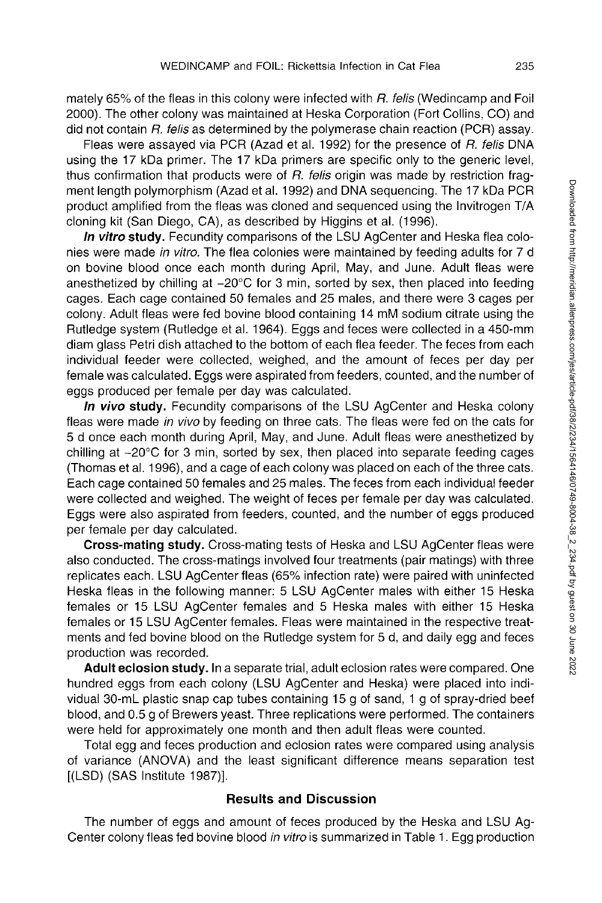mately 65% of the fleas in this colony were infected with *R. felis* (Wedincamp and Foil 2000). The other colony was maintained at Heska Corporation (Fort Collins, CO) and did not contain *R. felis* as determined by the polymerase chain reaction (PCR) assay.

Fleas were assayed via PCR (Azad et al. 1992) for the presence of *R. felis* DNA using the 17 kDa primer. The 17 kDa primers are specific only to the generic level, thus confirmation that products were of *R. felis* origin was made by restriction fragment length polymorphism (Azad et al. 1992) and DNA sequencing. The 17 kDa PCR product amplified from the fleas was cloned and sequenced using the Invitrogen T/A cloning kit (San Diego, CA), as described by Higgins et al. (1996).

***In vitro* study.** Fecundity comparisons of the LSU AgCenter and Heska flea colonies were made *in vitro*. The flea colonies were maintained by feeding adults for 7 d on bovine blood once each month during April, May, and June. Adult fleas were anesthetized by chilling at −20°C for 3 min, sorted by sex, then placed into feeding cages. Each cage contained 50 females and 25 males, and there were 3 cages per colony. Adult fleas were fed bovine blood containing 14 mM sodium citrate using the Rutledge system (Rutledge et al. 1964). Eggs and feces were collected in a 450-mm diam glass Petri dish attached to the bottom of each flea feeder. The feces from each individual feeder were collected, weighed, and the amount of feces per day per female was calculated. Eggs were aspirated from feeders, counted, and the number of eggs produced per female per day was calculated.

***In vivo* study.** Fecundity comparisons of the LSU AgCenter and Heska colony fleas were made *in vivo* by feeding on three cats. The fleas were fed on the cats for 5 d once each month during April, May, and June. Adult fleas were anesthetized by chilling at −20°C for 3 min, sorted by sex, then placed into separate feeding cages (Thomas et al. 1996), and a cage of each colony was placed on each of the three cats. Each cage contained 50 females and 25 males. The feces from each individual feeder were collected and weighed. The weight of feces per female per day was calculated. Eggs were also aspirated from feeders, counted, and the number of eggs produced per female per day calculated.

**Cross-mating study.** Cross-mating tests of Heska and LSU AgCenter fleas were also conducted. The cross-matings involved four treatments (pair matings) with three replicates each. LSU AgCenter fleas (65% infection rate) were paired with uninfected Heska fleas in the following manner: 5 LSU AgCenter males with either 15 Heska females or 15 LSU AgCenter females and 5 Heska males with either 15 Heska females or 15 LSU AgCenter females. Fleas were maintained in the respective treatments and fed bovine blood on the Rutledge system for 5 d, and daily egg and feces production was recorded.

**Adult eclosion study.** In a separate trial, adult eclosion rates were compared. One hundred eggs from each colony (LSU AgCenter and Heska) were placed into individual 30-mL plastic snap cap tubes containing 15 g of sand, 1 g of spray-dried beef blood, and 0.5 g of Brewers yeast. Three replications were performed. The containers were held for approximately one month and then adult fleas were counted.

Total egg and feces production and eclosion rates were compared using analysis of variance (ANOVA) and the least significant difference means separation test [(LSD) (SAS Institute 1987)].

## Results and Discussion

The number of eggs and amount of feces produced by the Heska and LSU AgCenter colony fleas fed bovine blood *in vitro* is summarized in Table 1. Egg production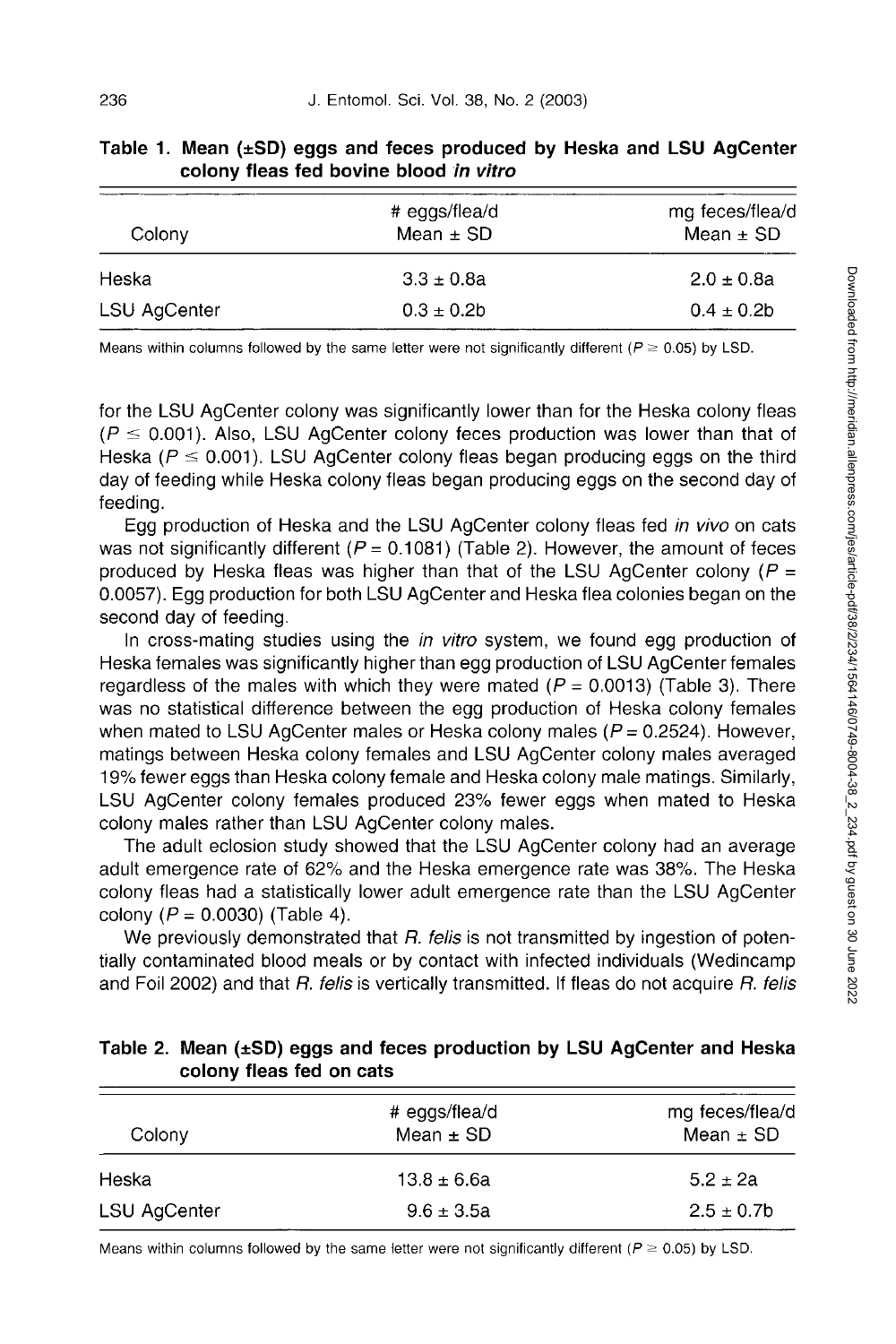**Table 1. Mean (±SD) eggs and feces produced by Heska and LSU AgCenter colony fleas fed bovine blood *in vitro***

| Colony | # eggs/flea/d Mean ± SD | mg feces/flea/d Mean ± SD |
|---|---|---|
| Heska | 3.3 ± 0.8a | 2.0 ± 0.8a |
| LSU AgCenter | 0.3 ± 0.2b | 0.4 ± 0.2b |

Means within columns followed by the same letter were not significantly different ($P \geq 0.05$) by LSD.

for the LSU AgCenter colony was significantly lower than for the Heska colony fleas ($P \leq 0.001$). Also, LSU AgCenter colony feces production was lower than that of Heska ($P \leq 0.001$). LSU AgCenter colony fleas began producing eggs on the third day of feeding while Heska colony fleas began producing eggs on the second day of feeding.

Egg production of Heska and the LSU AgCenter colony fleas fed *in vivo* on cats was not significantly different ($P = 0.1081$) (Table 2). However, the amount of feces produced by Heska fleas was higher than that of the LSU AgCenter colony ($P = 0.0057$). Egg production for both LSU AgCenter and Heska flea colonies began on the second day of feeding.

In cross-mating studies using the *in vitro* system, we found egg production of Heska females was significantly higher than egg production of LSU AgCenter females regardless of the males with which they were mated ($P = 0.0013$) (Table 3). There was no statistical difference between the egg production of Heska colony females when mated to LSU AgCenter males or Heska colony males ($P = 0.2524$). However, matings between Heska colony females and LSU AgCenter colony males averaged 19% fewer eggs than Heska colony female and Heska colony male matings. Similarly, LSU AgCenter colony females produced 23% fewer eggs when mated to Heska colony males rather than LSU AgCenter colony males.

The adult eclosion study showed that the LSU AgCenter colony had an average adult emergence rate of 62% and the Heska emergence rate was 38%. The Heska colony fleas had a statistically lower adult emergence rate than the LSU AgCenter colony ($P = 0.0030$) (Table 4).

We previously demonstrated that *R. felis* is not transmitted by ingestion of potentially contaminated blood meals or by contact with infected individuals (Wedincamp and Foil 2002) and that *R. felis* is vertically transmitted. If fleas do not acquire *R. felis*

**Table 2. Mean (±SD) eggs and feces production by LSU AgCenter and Heska colony fleas fed on cats**

| Colony | # eggs/flea/d Mean ± SD | mg feces/flea/d Mean ± SD |
|---|---|---|
| Heska | 13.8 ± 6.6a | 5.2 ± 2a |
| LSU AgCenter | 9.6 ± 3.5a | 2.5 ± 0.7b |

Means within columns followed by the same letter were not significantly different ($P \geq 0.05$) by LSD.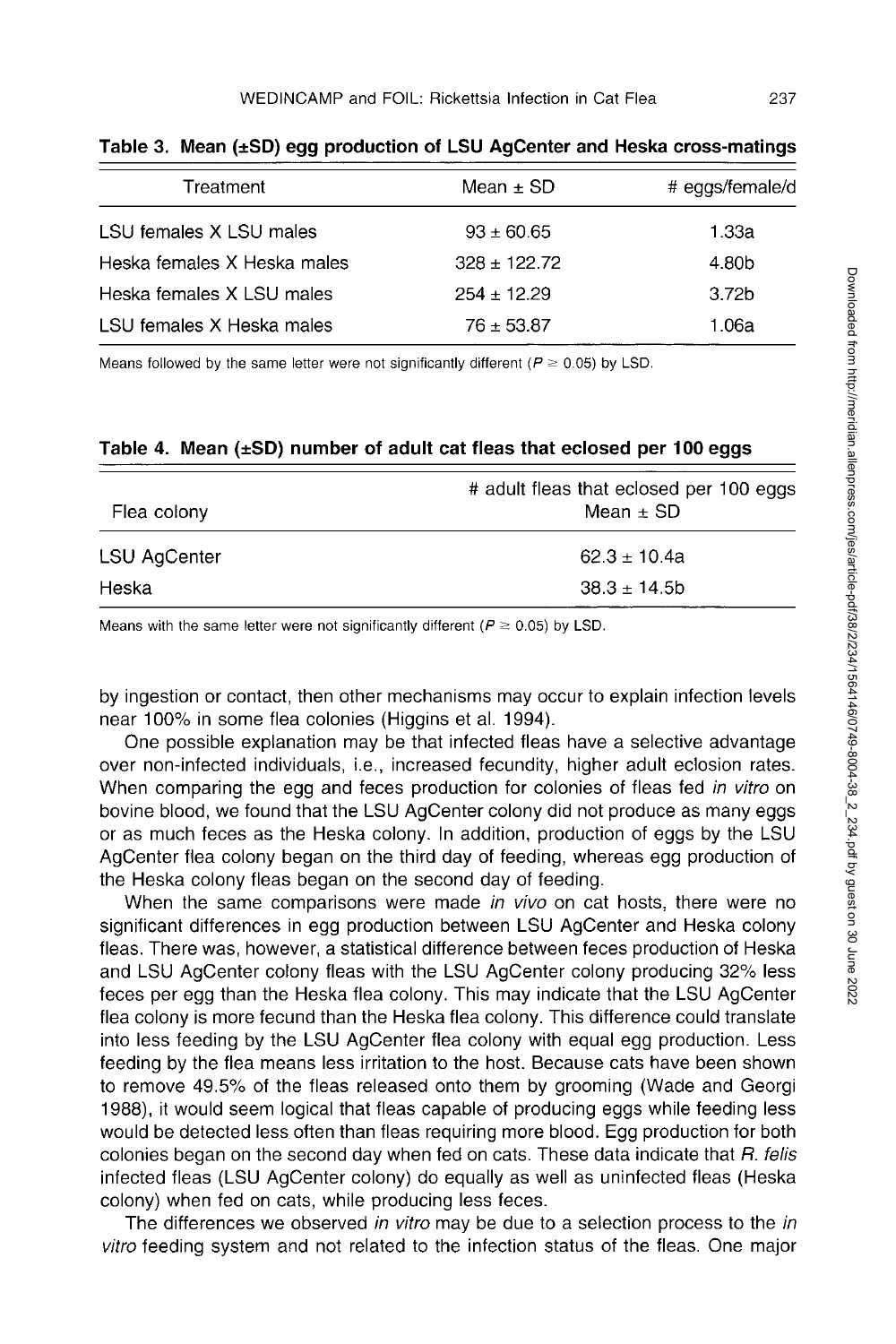**Table 3. Mean (±SD) egg production of LSU AgCenter and Heska cross-matings**

| Treatment | Mean ± SD | # eggs/female/d |
|---|---|---|
| LSU females X LSU males | 93 ± 60.65 | 1.33a |
| Heska females X Heska males | 328 ± 122.72 | 4.80b |
| Heska females X LSU males | 254 ± 12.29 | 3.72b |
| LSU females X Heska males | 76 ± 53.87 | 1.06a |

Means followed by the same letter were not significantly different ($P \geq 0.05$) by LSD.

**Table 4. Mean (±SD) number of adult cat fleas that eclosed per 100 eggs**

| Flea colony | # adult fleas that eclosed per 100 eggs Mean ± SD |
|---|---|
| LSU AgCenter | 62.3 ± 10.4a |
| Heska | 38.3 ± 14.5b |

Means with the same letter were not significantly different ($P \geq 0.05$) by LSD.

by ingestion or contact, then other mechanisms may occur to explain infection levels near 100% in some flea colonies (Higgins et al. 1994).

One possible explanation may be that infected fleas have a selective advantage over non-infected individuals, i.e., increased fecundity, higher adult eclosion rates. When comparing the egg and feces production for colonies of fleas fed *in vitro* on bovine blood, we found that the LSU AgCenter colony did not produce as many eggs or as much feces as the Heska colony. In addition, production of eggs by the LSU AgCenter flea colony began on the third day of feeding, whereas egg production of the Heska colony fleas began on the second day of feeding.

When the same comparisons were made *in vivo* on cat hosts, there were no significant differences in egg production between LSU AgCenter and Heska colony fleas. There was, however, a statistical difference between feces production of Heska and LSU AgCenter colony fleas with the LSU AgCenter colony producing 32% less feces per egg than the Heska flea colony. This may indicate that the LSU AgCenter flea colony is more fecund than the Heska flea colony. This difference could translate into less feeding by the LSU AgCenter flea colony with equal egg production. Less feeding by the flea means less irritation to the host. Because cats have been shown to remove 49.5% of the fleas released onto them by grooming (Wade and Georgi 1988), it would seem logical that fleas capable of producing eggs while feeding less would be detected less often than fleas requiring more blood. Egg production for both colonies began on the second day when fed on cats. These data indicate that *R. felis* infected fleas (LSU AgCenter colony) do equally as well as uninfected fleas (Heska colony) when fed on cats, while producing less feces.

The differences we observed *in vitro* may be due to a selection process to the *in vitro* feeding system and not related to the infection status of the fleas. One major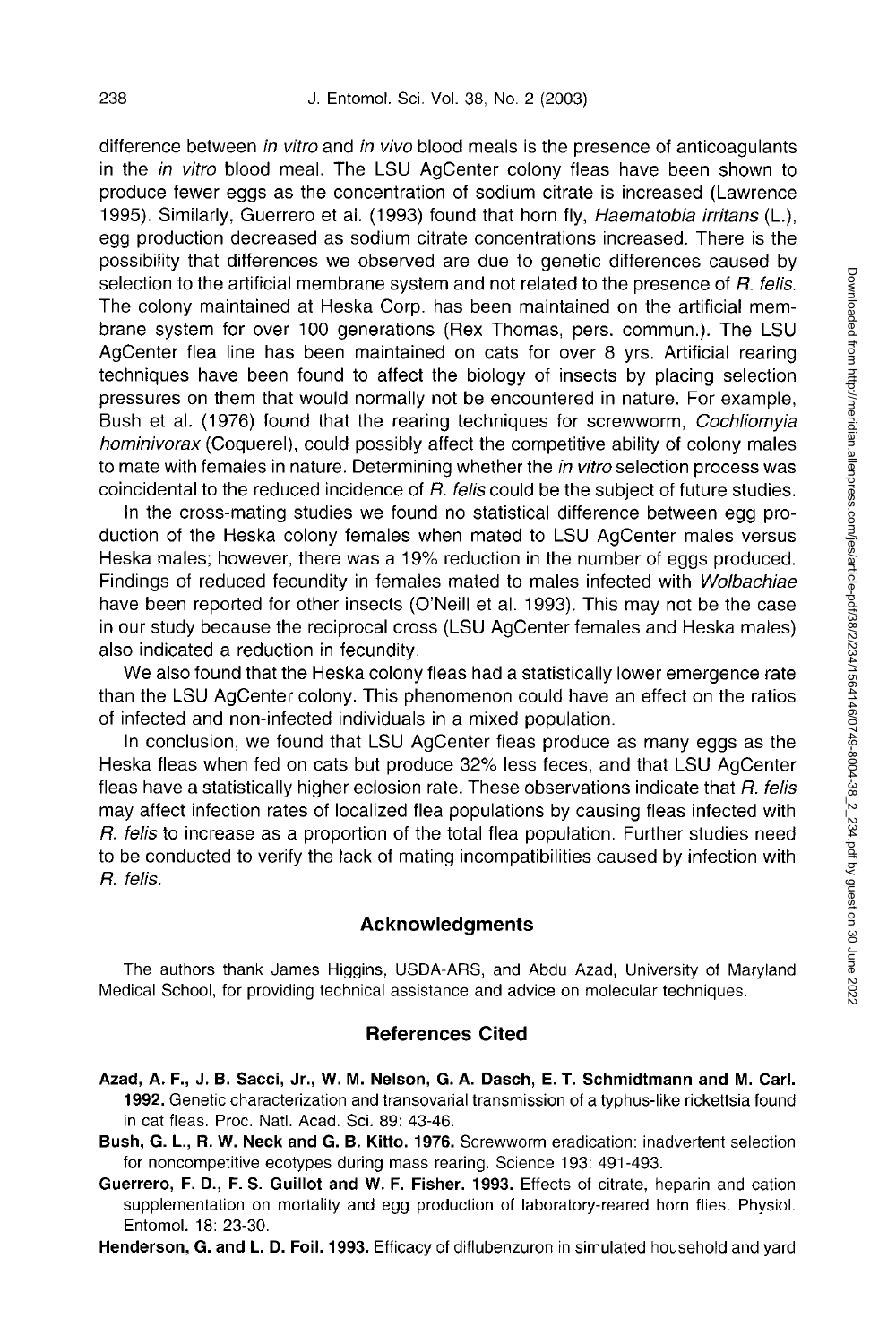difference between *in vitro* and *in vivo* blood meals is the presence of anticoagulants in the *in vitro* blood meal. The LSU AgCenter colony fleas have been shown to produce fewer eggs as the concentration of sodium citrate is increased (Lawrence 1995). Similarly, Guerrero et al. (1993) found that horn fly, *Haematobia irritans* (L.), egg production decreased as sodium citrate concentrations increased. There is the possibility that differences we observed are due to genetic differences caused by selection to the artificial membrane system and not related to the presence of *R. felis*. The colony maintained at Heska Corp. has been maintained on the artificial membrane system for over 100 generations (Rex Thomas, pers. commun.). The LSU AgCenter flea line has been maintained on cats for over 8 yrs. Artificial rearing techniques have been found to affect the biology of insects by placing selection pressures on them that would normally not be encountered in nature. For example, Bush et al. (1976) found that the rearing techniques for screwworm, *Cochliomyia hominivorax* (Coquerel), could possibly affect the competitive ability of colony males to mate with females in nature. Determining whether the *in vitro* selection process was coincidental to the reduced incidence of *R. felis* could be the subject of future studies.

In the cross-mating studies we found no statistical difference between egg production of the Heska colony females when mated to LSU AgCenter males versus Heska males; however, there was a 19% reduction in the number of eggs produced. Findings of reduced fecundity in females mated to males infected with *Wolbachiae* have been reported for other insects (O'Neill et al. 1993). This may not be the case in our study because the reciprocal cross (LSU AgCenter females and Heska males) also indicated a reduction in fecundity.

We also found that the Heska colony fleas had a statistically lower emergence rate than the LSU AgCenter colony. This phenomenon could have an effect on the ratios of infected and non-infected individuals in a mixed population.

In conclusion, we found that LSU AgCenter fleas produce as many eggs as the Heska fleas when fed on cats but produce 32% less feces, and that LSU AgCenter fleas have a statistically higher eclosion rate. These observations indicate that *R. felis* may affect infection rates of localized flea populations by causing fleas infected with *R. felis* to increase as a proportion of the total flea population. Further studies need to be conducted to verify the lack of mating incompatibilities caused by infection with *R. felis*.

## Acknowledgments

The authors thank James Higgins, USDA-ARS, and Abdu Azad, University of Maryland Medical School, for providing technical assistance and advice on molecular techniques.

## References Cited

**Azad, A. F., J. B. Sacci, Jr., W. M. Nelson, G. A. Dasch, E. T. Schmidtmann and M. Carl. 1992.** Genetic characterization and transovarial transmission of a typhus-like rickettsia found in cat fleas. Proc. Natl. Acad. Sci. 89: 43-46.

**Bush, G. L., R. W. Neck and G. B. Kitto. 1976.** Screwworm eradication: inadvertent selection for noncompetitive ecotypes during mass rearing. Science 193: 491-493.

**Guerrero, F. D., F. S. Guillot and W. F. Fisher. 1993.** Effects of citrate, heparin and cation supplementation on mortality and egg production of laboratory-reared horn flies. Physiol. Entomol. 18: 23-30.

**Henderson, G. and L. D. Foil. 1993.** Efficacy of diflubenzuron in simulated household and yard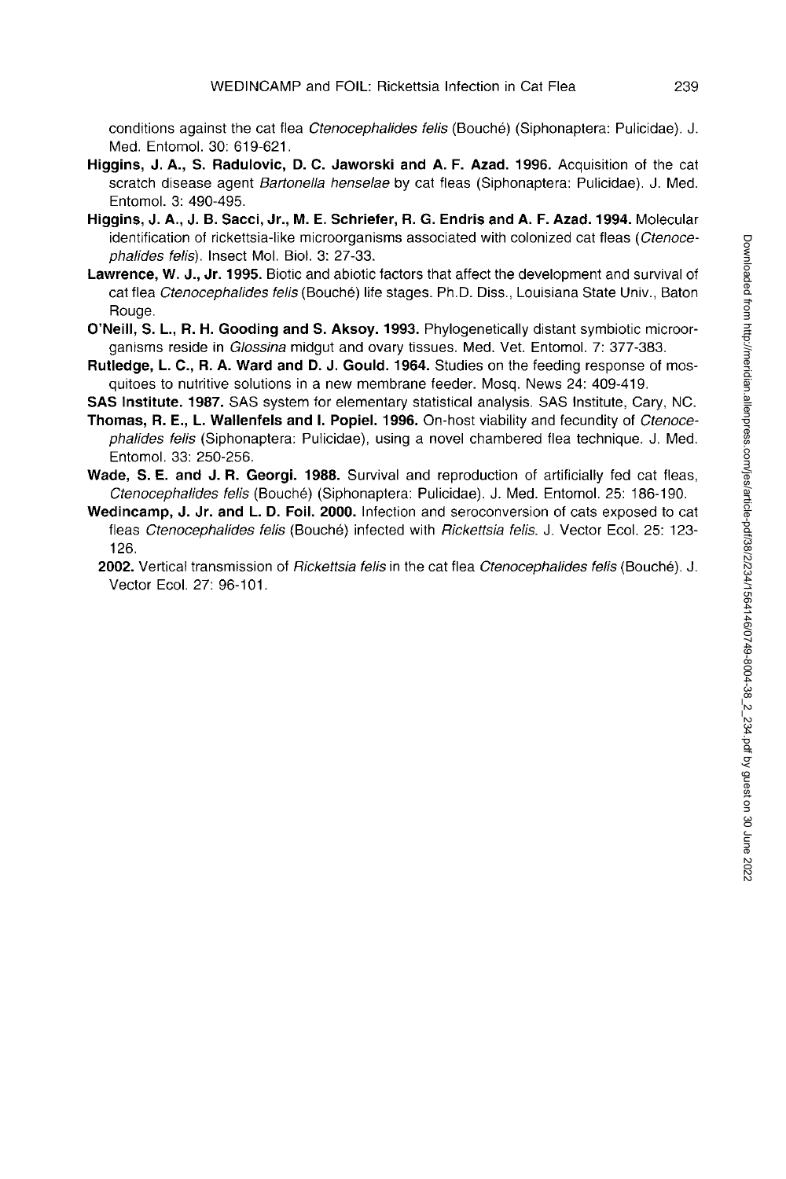conditions against the cat flea *Ctenocephalides felis* (Bouché) (Siphonaptera: Pulicidae). J. Med. Entomol. 30: 619-621.

**Higgins, J. A., S. Radulovic, D. C. Jaworski and A. F. Azad. 1996.** Acquisition of the cat scratch disease agent *Bartonella henselae* by cat fleas (Siphonaptera: Pulicidae). J. Med. Entomol. 3: 490-495.

**Higgins, J. A., J. B. Sacci, Jr., M. E. Schriefer, R. G. Endris and A. F. Azad. 1994.** Molecular identification of rickettsia-like microorganisms associated with colonized cat fleas (*Ctenocephalides felis*). Insect Mol. Biol. 3: 27-33.

**Lawrence, W. J., Jr. 1995.** Biotic and abiotic factors that affect the development and survival of cat flea *Ctenocephalides felis* (Bouché) life stages. Ph.D. Diss., Louisiana State Univ., Baton Rouge.

**O'Neill, S. L., R. H. Gooding and S. Aksoy. 1993.** Phylogenetically distant symbiotic microorganisms reside in *Glossina* midgut and ovary tissues. Med. Vet. Entomol. 7: 377-383.

**Rutledge, L. C., R. A. Ward and D. J. Gould. 1964.** Studies on the feeding response of mosquitoes to nutritive solutions in a new membrane feeder. Mosq. News 24: 409-419.

**SAS Institute. 1987.** SAS system for elementary statistical analysis. SAS Institute, Cary, NC.

**Thomas, R. E., L. Wallenfels and I. Popiel. 1996.** On-host viability and fecundity of *Ctenocephalides felis* (Siphonaptera: Pulicidae), using a novel chambered flea technique. J. Med. Entomol. 33: 250-256.

**Wade, S. E. and J. R. Georgi. 1988.** Survival and reproduction of artificially fed cat fleas, *Ctenocephalides felis* (Bouché) (Siphonaptera: Pulicidae). J. Med. Entomol. 25: 186-190.

**Wedincamp, J. Jr. and L. D. Foil. 2000.** Infection and seroconversion of cats exposed to cat fleas *Ctenocephalides felis* (Bouché) infected with *Rickettsia felis*. J. Vector Ecol. 25: 123-126.

**2002.** Vertical transmission of *Rickettsia felis* in the cat flea *Ctenocephalides felis* (Bouché). J. Vector Ecol. 27: 96-101.